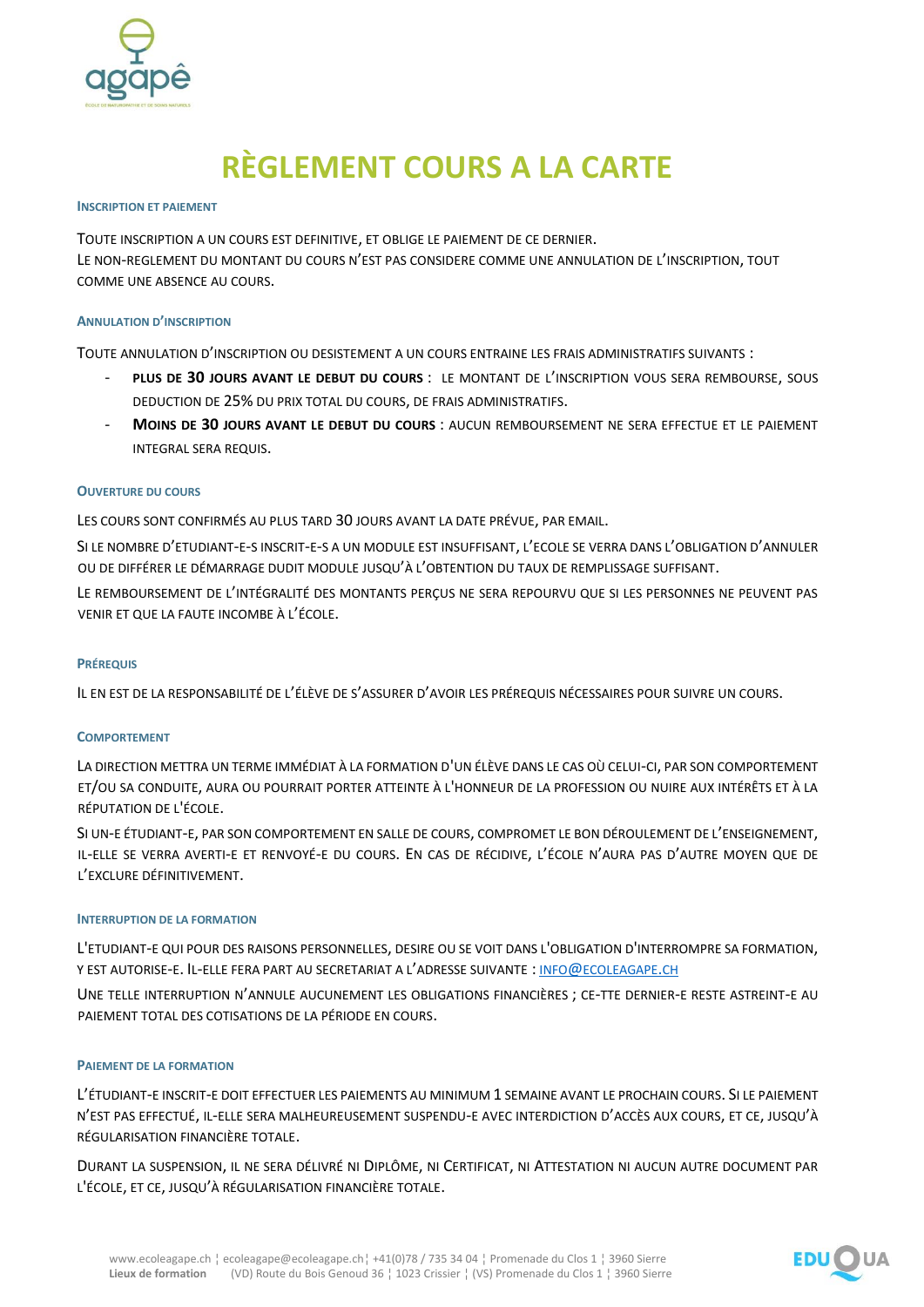# RÈGLEMENT COURS A LA CARTE

### INSCRIPTION ET PAIEMENT

TOUTE INSCRIPTION A UN COURS EST DEFINITIVE, ET OBLIGE LE PAIEMENT DE CE DERNIER.
LE NON-REGLEMENT DU MONTANT DU COURS N'EST PAS CONSIDERE COMME UNE ANNULATION DE L'INSCRIPTION, TOUT COMME UNE ABSENCE AU COURS.

### ANNULATION D'INSCRIPTION

TOUTE ANNULATION D'INSCRIPTION OU DESISTEMENT A UN COURS ENTRAINE LES FRAIS ADMINISTRATIFS SUIVANTS :

- **PLUS DE 30 JOURS AVANT LE DEBUT DU COURS** : LE MONTANT DE L'INSCRIPTION VOUS SERA REMBOURSE, SOUS DEDUCTION DE 25% DU PRIX TOTAL DU COURS, DE FRAIS ADMINISTRATIFS.
- **MOINS DE 30 JOURS AVANT LE DEBUT DU COURS** : AUCUN REMBOURSEMENT NE SERA EFFECTUE ET LE PAIEMENT INTEGRAL SERA REQUIS.

### OUVERTURE DU COURS

LES COURS SONT CONFIRMÉS AU PLUS TARD 30 JOURS AVANT LA DATE PRÉVUE, PAR EMAIL.

SI LE NOMBRE D'ETUDIANT-E-S INSCRIT-E-S A UN MODULE EST INSUFFISANT, L'ECOLE SE VERRA DANS L'OBLIGATION D'ANNULER OU DE DIFFÉRER LE DÉMARRAGE DUDIT MODULE JUSQU'À L'OBTENTION DU TAUX DE REMPLISSAGE SUFFISANT.

LE REMBOURSEMENT DE L'INTÉGRALITÉ DES MONTANTS PERÇUS NE SERA REPOURVU QUE SI LES PERSONNES NE PEUVENT PAS VENIR ET QUE LA FAUTE INCOMBE À L'ÉCOLE.

### PRÉREQUIS

IL EN EST DE LA RESPONSABILITÉ DE L'ÉLÈVE DE S'ASSURER D'AVOIR LES PRÉREQUIS NÉCESSAIRES POUR SUIVRE UN COURS.

### COMPORTEMENT

LA DIRECTION METTRA UN TERME IMMÉDIAT À LA FORMATION D'UN ÉLÈVE DANS LE CAS OÙ CELUI-CI, PAR SON COMPORTEMENT ET/OU SA CONDUITE, AURA OU POURRAIT PORTER ATTEINTE À L'HONNEUR DE LA PROFESSION OU NUIRE AUX INTÉRÊTS ET À LA RÉPUTATION DE L'ÉCOLE.

SI UN-E ÉTUDIANT-E, PAR SON COMPORTEMENT EN SALLE DE COURS, COMPROMET LE BON DÉROULEMENT DE L'ENSEIGNEMENT, IL-ELLE SE VERRA AVERTI-E ET RENVOYÉ-E DU COURS. EN CAS DE RÉCIDIVE, L'ÉCOLE N'AURA PAS D'AUTRE MOYEN QUE DE L'EXCLURE DÉFINITIVEMENT.

### INTERRUPTION DE LA FORMATION

L'ETUDIANT-E QUI POUR DES RAISONS PERSONNELLES, DESIRE OU SE VOIT DANS L'OBLIGATION D'INTERROMPRE SA FORMATION, Y EST AUTORISE-E. IL-ELLE FERA PART AU SECRETARIAT A L'ADRESSE SUIVANTE : INFO@ECOLEAGAPE.CH

UNE TELLE INTERRUPTION N'ANNULE AUCUNEMENT LES OBLIGATIONS FINANCIÈRES ; CE-TTE DERNIER-E RESTE ASTREINT-E AU PAIEMENT TOTAL DES COTISATIONS DE LA PÉRIODE EN COURS.

### PAIEMENT DE LA FORMATION

L'ÉTUDIANT-E INSCRIT-E DOIT EFFECTUER LES PAIEMENTS AU MINIMUM 1 SEMAINE AVANT LE PROCHAIN COURS. SI LE PAIEMENT N'EST PAS EFFECTUÉ, IL-ELLE SERA MALHEUREUSEMENT SUSPENDU-E AVEC INTERDICTION D'ACCÈS AUX COURS, ET CE, JUSQU'À RÉGULARISATION FINANCIÈRE TOTALE.

DURANT LA SUSPENSION, IL NE SERA DÉLIVRÉ NI DIPLÔME, NI CERTIFICAT, NI ATTESTATION NI AUCUN AUTRE DOCUMENT PAR L'ÉCOLE, ET CE, JUSQU'À RÉGULARISATION FINANCIÈRE TOTALE.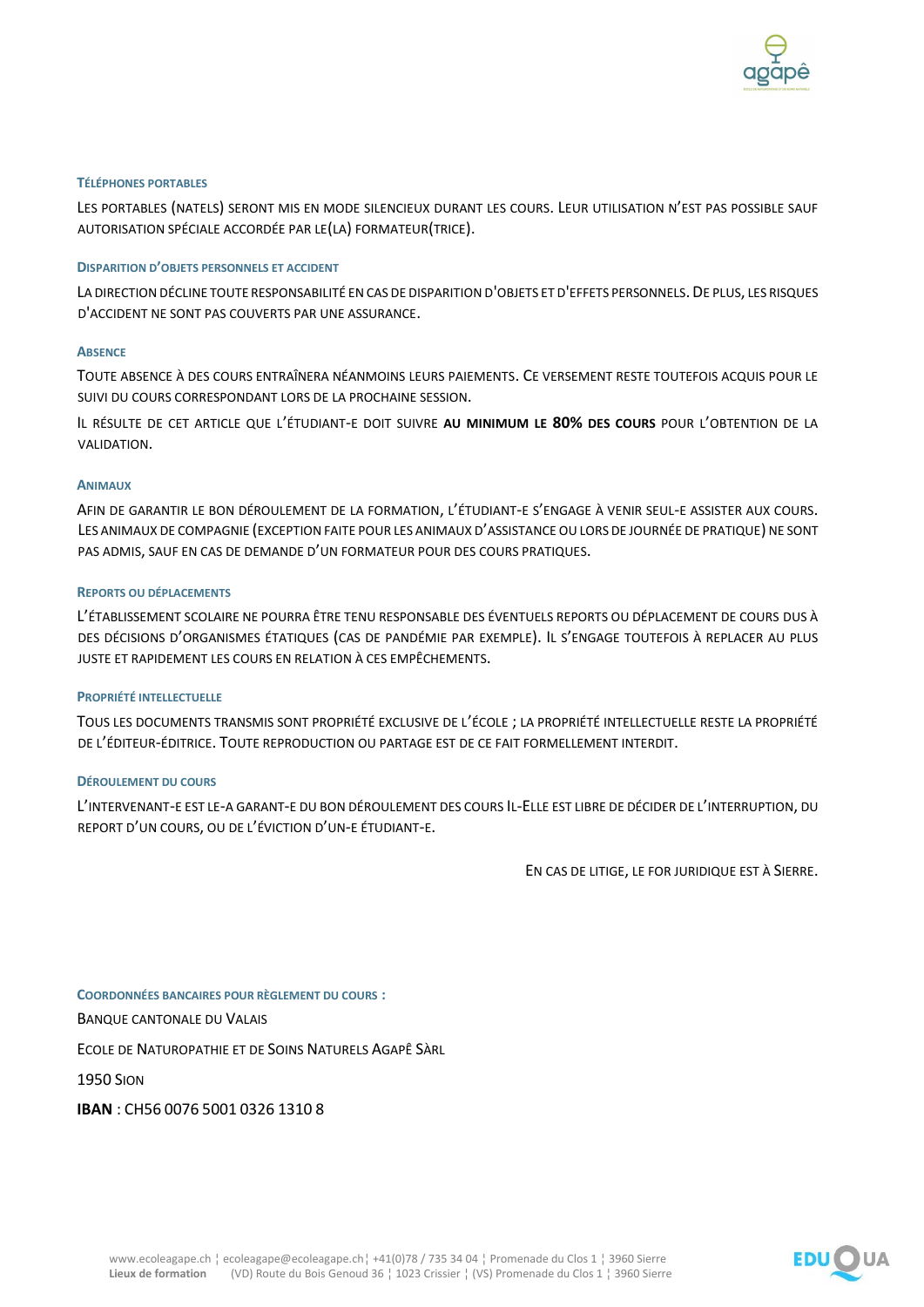### Téléphones portables

Les portables (natels) seront mis en mode silencieux durant les cours. Leur utilisation n'est pas possible sauf autorisation spéciale accordée par le(la) formateur(trice).

### Disparition d'objets personnels et accident

La direction décline toute responsabilité en cas de disparition d'objets et d'effets personnels. De plus, les risques d'accident ne sont pas couverts par une assurance.

### Absence

Toute absence à des cours entraînera néanmoins leurs paiements. Ce versement reste toutefois acquis pour le suivi du cours correspondant lors de la prochaine session.

Il résulte de cet article que l'étudiant-e doit suivre **au minimum le 80% des cours** pour l'obtention de la validation.

### Animaux

Afin de garantir le bon déroulement de la formation, l'étudiant-e s'engage à venir seul-e assister aux cours. Les animaux de compagnie (exception faite pour les animaux d'assistance ou lors de journée de pratique) ne sont pas admis, sauf en cas de demande d'un formateur pour des cours pratiques.

### Reports ou déplacements

L'établissement scolaire ne pourra être tenu responsable des éventuels reports ou déplacement de cours dus à des décisions d'organismes étatiques (cas de pandémie par exemple). Il s'engage toutefois à replacer au plus juste et rapidement les cours en relation à ces empêchements.

### Propriété intellectuelle

Tous les documents transmis sont propriété exclusive de l'école ; la propriété intellectuelle reste la propriété de l'éditeur-éditrice. Toute reproduction ou partage est de ce fait formellement interdit.

### Déroulement du cours

L'intervenant-e est le-a garant-e du bon déroulement des cours Il-Elle est libre de décider de l'interruption, du report d'un cours, ou de l'éviction d'un-e étudiant-e.

En cas de litige, le for juridique est à Sierre.

### Coordonnées bancaires pour règlement du cours :

Banque Cantonale du Valais

Ecole de Naturopathie et de Soins Naturels Agapê Sàrl

1950 Sion

**IBAN** : CH56 0076 5001 0326 1310 8

www.ecoleagape.ch ¦ ecoleagape@ecoleagape.ch¦ +41(0)78 / 735 34 04 ¦ Promenade du Clos 1 ¦ 3960 Sierre
**Lieux de formation** (VD) Route du Bois Genoud 36 ¦ 1023 Crissier ¦ (VS) Promenade du Clos 1 ¦ 3960 Sierre